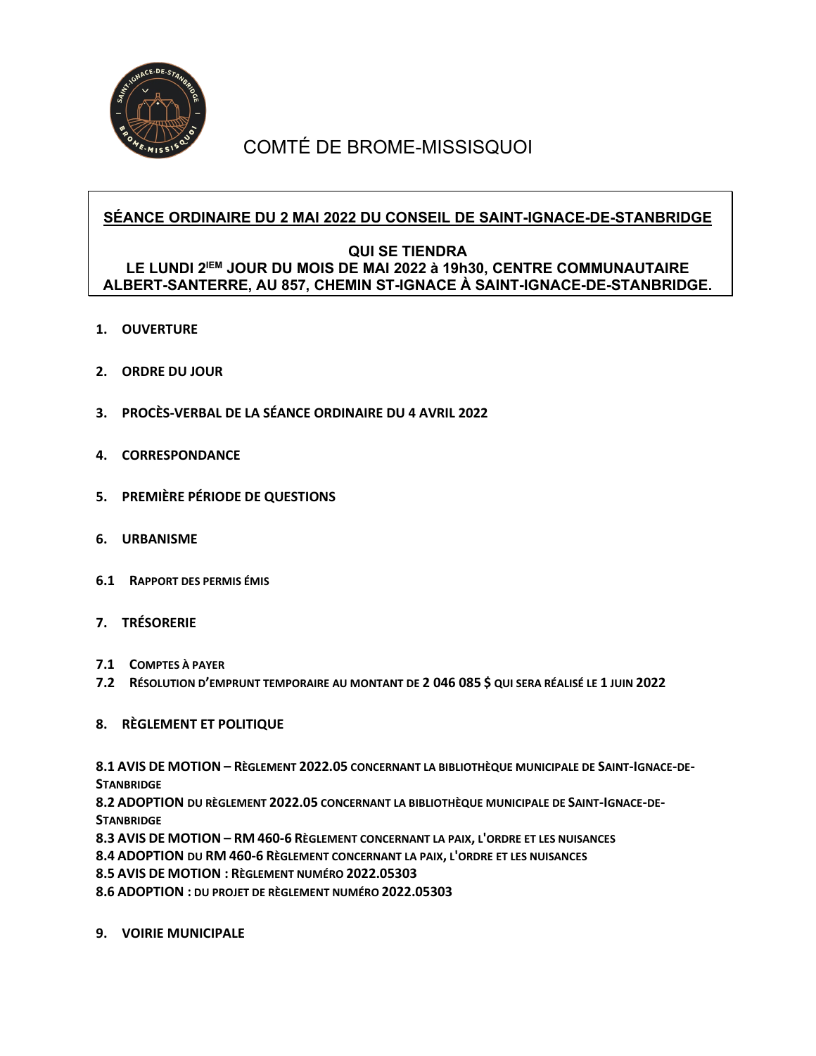COMTÉ DE BROME-MISSISQUOI

**SÉANCE ORDINAIRE DU 2 MAI 2022 DU CONSEIL DE SAINT-IGNACE-DE-STANBRIDGE**

**QUI SE TIENDRA**
**LE LUNDI 2[IEM] JOUR DU MOIS DE MAI 2022 à 19h30, CENTRE COMMUNAUTAIRE ALBERT-SANTERRE, AU 857, CHEMIN ST-IGNACE À SAINT-IGNACE-DE-STANBRIDGE.**

**1. OUVERTURE**

**2. ORDRE DU JOUR**

**3. PROCÈS-VERBAL DE LA SÉANCE ORDINAIRE DU 4 AVRIL 2022**

**4. CORRESPONDANCE**

**5. PREMIÈRE PÉRIODE DE QUESTIONS**

**6. URBANISME**

**6.1 RAPPORT DES PERMIS ÉMIS**

**7. TRÉSORERIE**

**7.1 COMPTES À PAYER**
**7.2 RÉSOLUTION D'EMPRUNT TEMPORAIRE AU MONTANT DE 2 046 085 $ QUI SERA RÉALISÉ LE 1 JUIN 2022**

**8. RÈGLEMENT ET POLITIQUE**

**8.1 AVIS DE MOTION – RÈGLEMENT 2022.05 CONCERNANT LA BIBLIOTHÈQUE MUNICIPALE DE SAINT-IGNACE-DE-STANBRIDGE**
**8.2 ADOPTION DU RÈGLEMENT 2022.05 CONCERNANT LA BIBLIOTHÈQUE MUNICIPALE DE SAINT-IGNACE-DE-STANBRIDGE**
**8.3 AVIS DE MOTION – RM 460-6 RÈGLEMENT CONCERNANT LA PAIX, L'ORDRE ET LES NUISANCES**
**8.4 ADOPTION DU RM 460-6 RÈGLEMENT CONCERNANT LA PAIX, L'ORDRE ET LES NUISANCES**
**8.5 AVIS DE MOTION : RÈGLEMENT NUMÉRO 2022.05303**
**8.6 ADOPTION : DU PROJET DE RÈGLEMENT NUMÉRO 2022.05303**

**9. VOIRIE MUNICIPALE**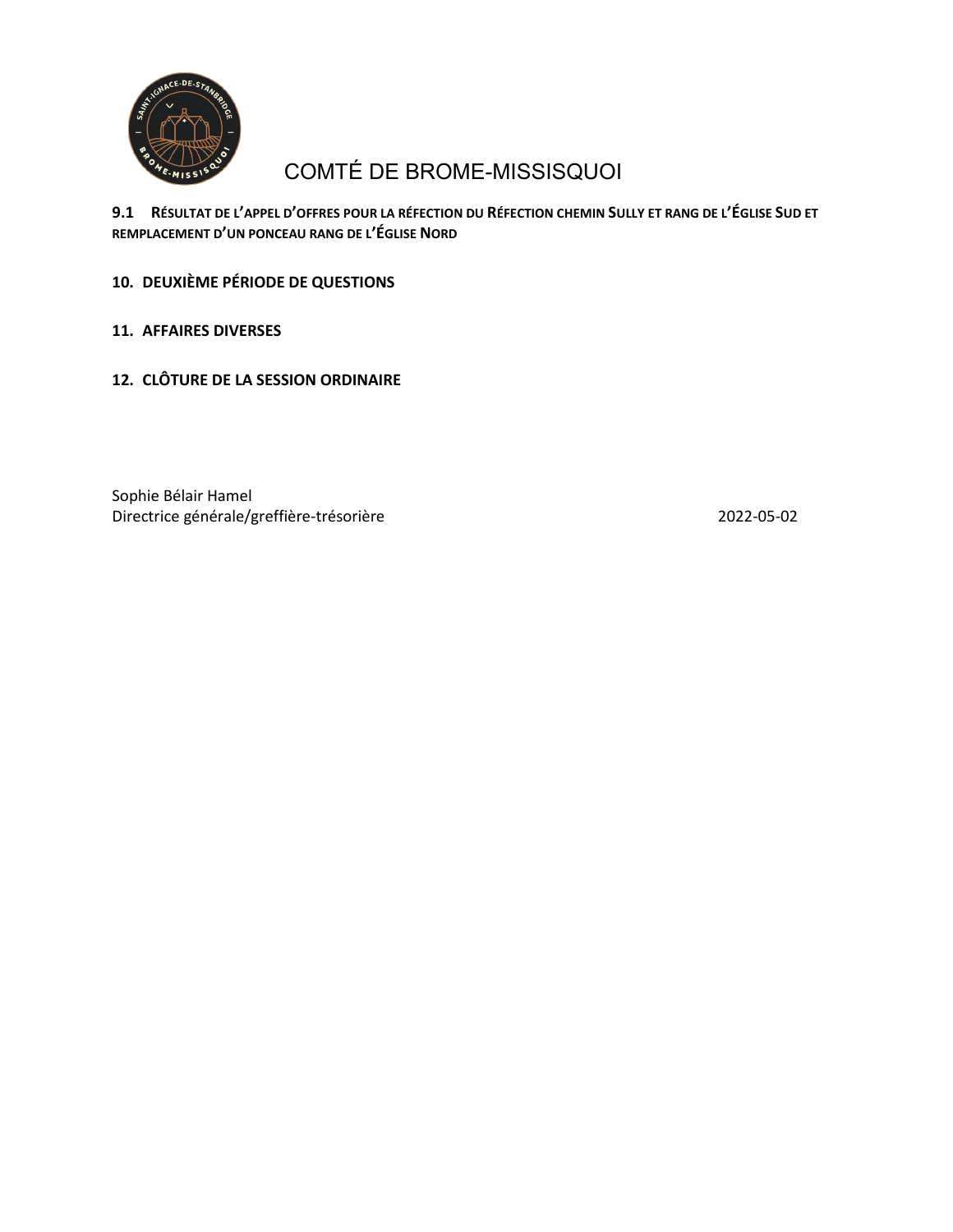COMTÉ DE BROME-MISSISQUOI

**9.1 RÉSULTAT DE L'APPEL D'OFFRES POUR LA RÉFECTION DU RÉFECTION CHEMIN SULLY ET RANG DE L'ÉGLISE SUD ET REMPLACEMENT D'UN PONCEAU RANG DE L'ÉGLISE NORD**

**10. DEUXIÈME PÉRIODE DE QUESTIONS**

**11. AFFAIRES DIVERSES**

**12. CLÔTURE DE LA SESSION ORDINAIRE**

Sophie Bélair Hamel
Directrice générale/greffière-trésorière 2022-05-02